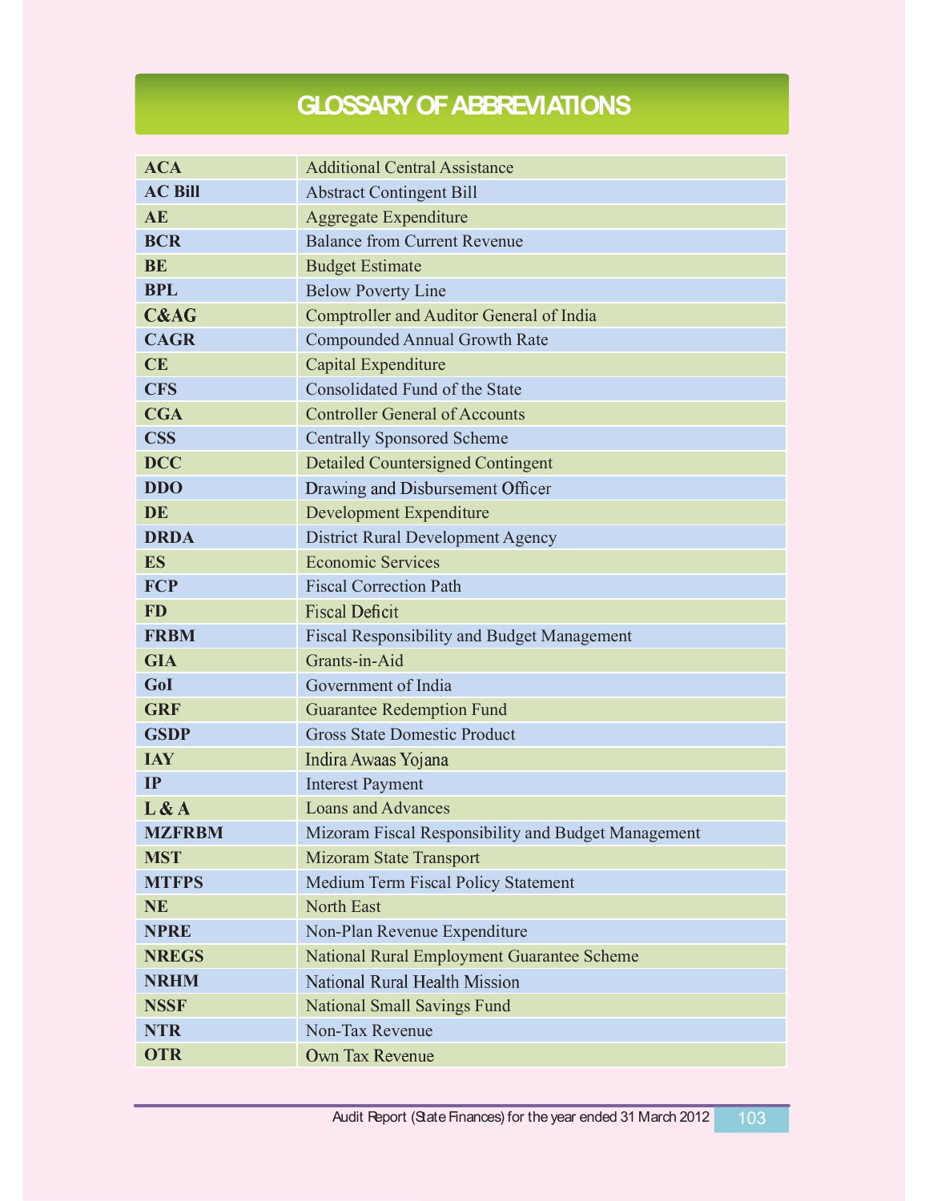# GLOSSARY OF ABBREVIATIONS

| | |
|---|---|
| **ACA** | Additional Central Assistance |
| **AC Bill** | Abstract Contingent Bill |
| **AE** | Aggregate Expenditure |
| **BCR** | Balance from Current Revenue |
| **BE** | Budget Estimate |
| **BPL** | Below Poverty Line |
| **C&AG** | Comptroller and Auditor General of India |
| **CAGR** | Compounded Annual Growth Rate |
| **CE** | Capital Expenditure |
| **CFS** | Consolidated Fund of the State |
| **CGA** | Controller General of Accounts |
| **CSS** | Centrally Sponsored Scheme |
| **DCC** | Detailed Countersigned Contingent |
| **DDO** | Drawing and Disbursement Officer |
| **DE** | Development Expenditure |
| **DRDA** | District Rural Development Agency |
| **ES** | Economic Services |
| **FCP** | Fiscal Correction Path |
| **FD** | Fiscal Deficit |
| **FRBM** | Fiscal Responsibility and Budget Management |
| **GIA** | Grants-in-Aid |
| **GoI** | Government of India |
| **GRF** | Guarantee Redemption Fund |
| **GSDP** | Gross State Domestic Product |
| **IAY** | Indira Awaas Yojana |
| **IP** | Interest Payment |
| **L & A** | Loans and Advances |
| **MZFRBM** | Mizoram Fiscal Responsibility and Budget Management |
| **MST** | Mizoram State Transport |
| **MTFPS** | Medium Term Fiscal Policy Statement |
| **NE** | North East |
| **NPRE** | Non-Plan Revenue Expenditure |
| **NREGS** | National Rural Employment Guarantee Scheme |
| **NRHM** | National Rural Health Mission |
| **NSSF** | National Small Savings Fund |
| **NTR** | Non-Tax Revenue |
| **OTR** | Own Tax Revenue |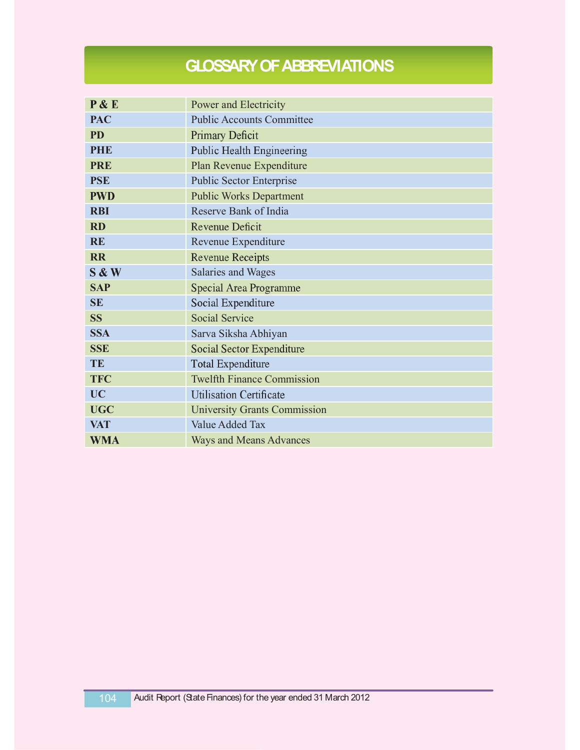# GLOSSARY OF ABBREVIATIONS

| | |
|---|---|
| **P & E** | Power and Electricity |
| **PAC** | Public Accounts Committee |
| **PD** | Primary Deficit |
| **PHE** | Public Health Engineering |
| **PRE** | Plan Revenue Expenditure |
| **PSE** | Public Sector Enterprise |
| **PWD** | Public Works Department |
| **RBI** | Reserve Bank of India |
| **RD** | Revenue Deficit |
| **RE** | Revenue Expenditure |
| **RR** | Revenue Receipts |
| **S & W** | Salaries and Wages |
| **SAP** | Special Area Programme |
| **SE** | Social Expenditure |
| **SS** | Social Service |
| **SSA** | Sarva Siksha Abhiyan |
| **SSE** | Social Sector Expenditure |
| **TE** | Total Expenditure |
| **TFC** | Twelfth Finance Commission |
| **UC** | Utilisation Certificate |
| **UGC** | University Grants Commission |
| **VAT** | Value Added Tax |
| **WMA** | Ways and Means Advances |